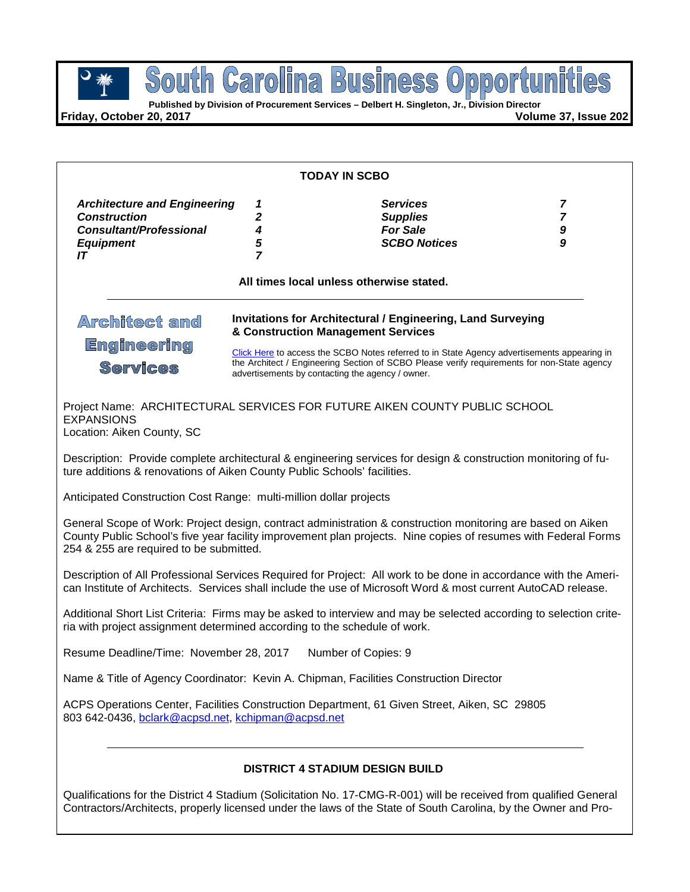# South Carolina Business Opportunities

**Published by Division of Procurement Services – Delbert H. Singleton, Jr., Division Director**

**Friday, October 20, 2017** **Volume 37, Issue 202**

## TODAY IN SCBO

| | | | |
|---|---|---|---|
| ***Architecture and Engineering*** | ***1*** | ***Services*** | ***7*** |
| ***Construction*** | ***2*** | ***Supplies*** | ***7*** |
| ***Consultant/Professional*** | ***4*** | ***For Sale*** | ***9*** |
| ***Equipment*** | ***5*** | ***SCBO Notices*** | ***9*** |
| ***IT*** | ***7*** | | |

**All times local unless otherwise stated.**

---

## Architect and Engineering Services

**Invitations for Architectural / Engineering, Land Surveying & Construction Management Services**

Click Here to access the SCBO Notes referred to in State Agency advertisements appearing in the Architect / Engineering Section of SCBO Please verify requirements for non-State agency advertisements by contacting the agency / owner.

Project Name: ARCHITECTURAL SERVICES FOR FUTURE AIKEN COUNTY PUBLIC SCHOOL EXPANSIONS
Location: Aiken County, SC

Description: Provide complete architectural & engineering services for design & construction monitoring of future additions & renovations of Aiken County Public Schools' facilities.

Anticipated Construction Cost Range: multi-million dollar projects

General Scope of Work: Project design, contract administration & construction monitoring are based on Aiken County Public School's five year facility improvement plan projects. Nine copies of resumes with Federal Forms 254 & 255 are required to be submitted.

Description of All Professional Services Required for Project: All work to be done in accordance with the American Institute of Architects. Services shall include the use of Microsoft Word & most current AutoCAD release.

Additional Short List Criteria: Firms may be asked to interview and may be selected according to selection criteria with project assignment determined according to the schedule of work.

Resume Deadline/Time: November 28, 2017 Number of Copies: 9

Name & Title of Agency Coordinator: Kevin A. Chipman, Facilities Construction Director

ACPS Operations Center, Facilities Construction Department, 61 Given Street, Aiken, SC 29805
803 642-0436, bclark@acpsd.net, kchipman@acpsd.net

---

### DISTRICT 4 STADIUM DESIGN BUILD

Qualifications for the District 4 Stadium (Solicitation No. 17-CMG-R-001) will be received from qualified General Contractors/Architects, properly licensed under the laws of the State of South Carolina, by the Owner and Pro-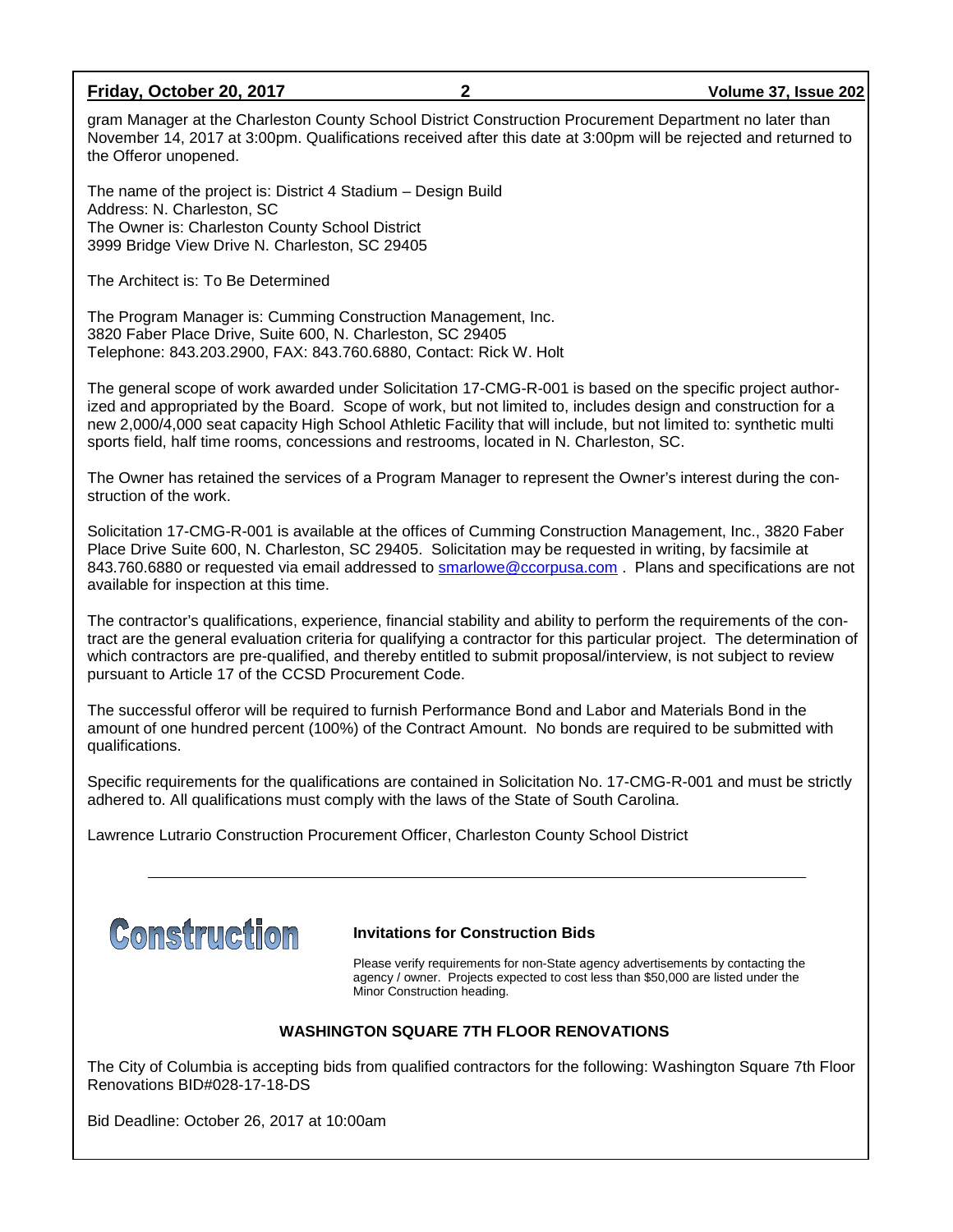gram Manager at the Charleston County School District Construction Procurement Department no later than November 14, 2017 at 3:00pm. Qualifications received after this date at 3:00pm will be rejected and returned to the Offeror unopened.

The name of the project is: District 4 Stadium – Design Build
Address: N. Charleston, SC
The Owner is: Charleston County School District
3999 Bridge View Drive N. Charleston, SC 29405

The Architect is: To Be Determined

The Program Manager is: Cumming Construction Management, Inc.
3820 Faber Place Drive, Suite 600, N. Charleston, SC 29405
Telephone: 843.203.2900, FAX: 843.760.6880, Contact: Rick W. Holt

The general scope of work awarded under Solicitation 17-CMG-R-001 is based on the specific project authorized and appropriated by the Board. Scope of work, but not limited to, includes design and construction for a new 2,000/4,000 seat capacity High School Athletic Facility that will include, but not limited to: synthetic multi sports field, half time rooms, concessions and restrooms, located in N. Charleston, SC.

The Owner has retained the services of a Program Manager to represent the Owner's interest during the construction of the work.

Solicitation 17-CMG-R-001 is available at the offices of Cumming Construction Management, Inc., 3820 Faber Place Drive Suite 600, N. Charleston, SC 29405. Solicitation may be requested in writing, by facsimile at 843.760.6880 or requested via email addressed to smarlowe@ccorpusa.com . Plans and specifications are not available for inspection at this time.

The contractor's qualifications, experience, financial stability and ability to perform the requirements of the contract are the general evaluation criteria for qualifying a contractor for this particular project. The determination of which contractors are pre-qualified, and thereby entitled to submit proposal/interview, is not subject to review pursuant to Article 17 of the CCSD Procurement Code.

The successful offeror will be required to furnish Performance Bond and Labor and Materials Bond in the amount of one hundred percent (100%) of the Contract Amount. No bonds are required to be submitted with qualifications.

Specific requirements for the qualifications are contained in Solicitation No. 17-CMG-R-001 and must be strictly adhered to. All qualifications must comply with the laws of the State of South Carolina.

Lawrence Lutrario Construction Procurement Officer, Charleston County School District

---

# Construction

### Invitations for Construction Bids

Please verify requirements for non-State agency advertisements by contacting the agency / owner. Projects expected to cost less than $50,000 are listed under the Minor Construction heading.

### WASHINGTON SQUARE 7TH FLOOR RENOVATIONS

The City of Columbia is accepting bids from qualified contractors for the following: Washington Square 7th Floor Renovations BID#028-17-18-DS

Bid Deadline: October 26, 2017 at 10:00am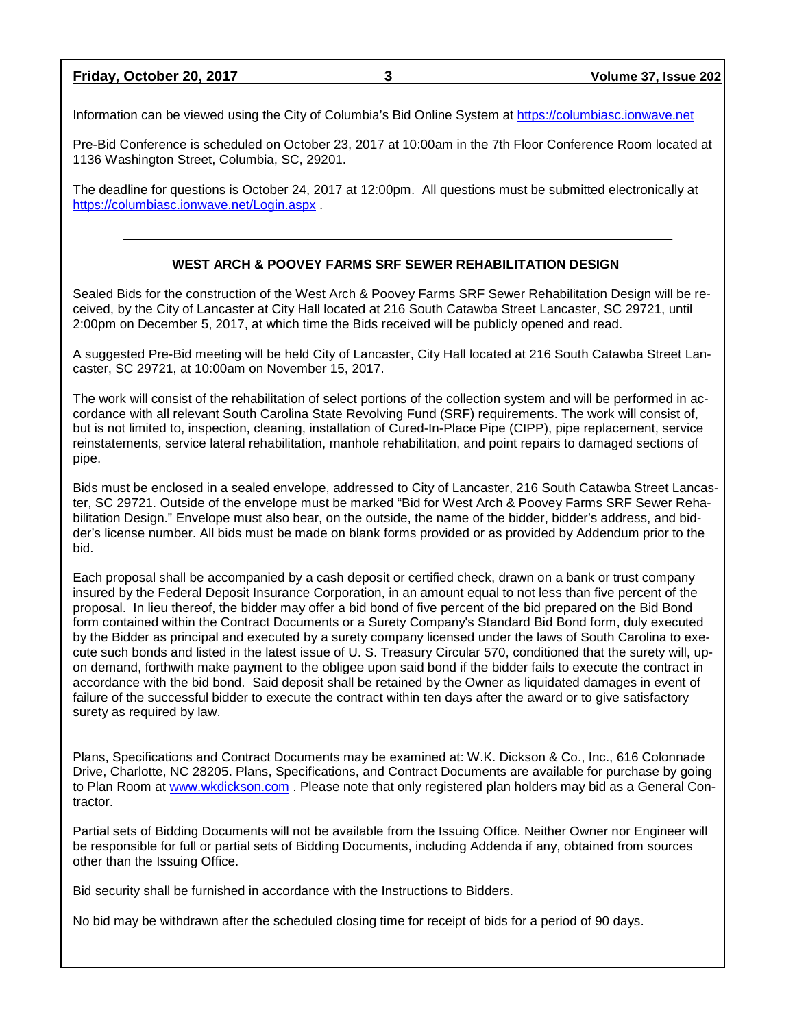Information can be viewed using the City of Columbia's Bid Online System at https://columbiasc.ionwave.net

Pre-Bid Conference is scheduled on October 23, 2017 at 10:00am in the 7th Floor Conference Room located at 1136 Washington Street, Columbia, SC, 29201.

The deadline for questions is October 24, 2017 at 12:00pm. All questions must be submitted electronically at https://columbiasc.ionwave.net/Login.aspx .

---

## WEST ARCH & POOVEY FARMS SRF SEWER REHABILITATION DESIGN

Sealed Bids for the construction of the West Arch & Poovey Farms SRF Sewer Rehabilitation Design will be received, by the City of Lancaster at City Hall located at 216 South Catawba Street Lancaster, SC 29721, until 2:00pm on December 5, 2017, at which time the Bids received will be publicly opened and read.

A suggested Pre-Bid meeting will be held City of Lancaster, City Hall located at 216 South Catawba Street Lancaster, SC 29721, at 10:00am on November 15, 2017.

The work will consist of the rehabilitation of select portions of the collection system and will be performed in accordance with all relevant South Carolina State Revolving Fund (SRF) requirements. The work will consist of, but is not limited to, inspection, cleaning, installation of Cured-In-Place Pipe (CIPP), pipe replacement, service reinstatements, service lateral rehabilitation, manhole rehabilitation, and point repairs to damaged sections of pipe.

Bids must be enclosed in a sealed envelope, addressed to City of Lancaster, 216 South Catawba Street Lancaster, SC 29721. Outside of the envelope must be marked "Bid for West Arch & Poovey Farms SRF Sewer Rehabilitation Design." Envelope must also bear, on the outside, the name of the bidder, bidder's address, and bidder's license number. All bids must be made on blank forms provided or as provided by Addendum prior to the bid.

Each proposal shall be accompanied by a cash deposit or certified check, drawn on a bank or trust company insured by the Federal Deposit Insurance Corporation, in an amount equal to not less than five percent of the proposal. In lieu thereof, the bidder may offer a bid bond of five percent of the bid prepared on the Bid Bond form contained within the Contract Documents or a Surety Company's Standard Bid Bond form, duly executed by the Bidder as principal and executed by a surety company licensed under the laws of South Carolina to execute such bonds and listed in the latest issue of U. S. Treasury Circular 570, conditioned that the surety will, upon demand, forthwith make payment to the obligee upon said bond if the bidder fails to execute the contract in accordance with the bid bond. Said deposit shall be retained by the Owner as liquidated damages in event of failure of the successful bidder to execute the contract within ten days after the award or to give satisfactory surety as required by law.

Plans, Specifications and Contract Documents may be examined at: W.K. Dickson & Co., Inc., 616 Colonnade Drive, Charlotte, NC 28205. Plans, Specifications, and Contract Documents are available for purchase by going to Plan Room at www.wkdickson.com . Please note that only registered plan holders may bid as a General Contractor.

Partial sets of Bidding Documents will not be available from the Issuing Office. Neither Owner nor Engineer will be responsible for full or partial sets of Bidding Documents, including Addenda if any, obtained from sources other than the Issuing Office.

Bid security shall be furnished in accordance with the Instructions to Bidders.

No bid may be withdrawn after the scheduled closing time for receipt of bids for a period of 90 days.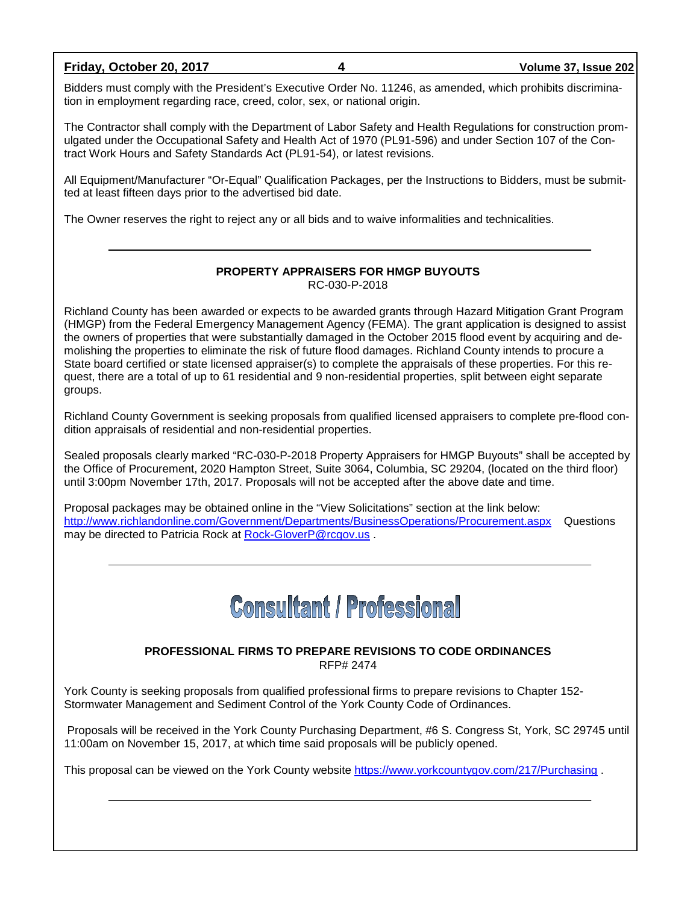Bidders must comply with the President's Executive Order No. 11246, as amended, which prohibits discrimination in employment regarding race, creed, color, sex, or national origin.

The Contractor shall comply with the Department of Labor Safety and Health Regulations for construction promulgated under the Occupational Safety and Health Act of 1970 (PL91-596) and under Section 107 of the Contract Work Hours and Safety Standards Act (PL91-54), or latest revisions.

All Equipment/Manufacturer "Or-Equal" Qualification Packages, per the Instructions to Bidders, must be submitted at least fifteen days prior to the advertised bid date.

The Owner reserves the right to reject any or all bids and to waive informalities and technicalities.

---

**PROPERTY APPRAISERS FOR HMGP BUYOUTS**
RC-030-P-2018

Richland County has been awarded or expects to be awarded grants through Hazard Mitigation Grant Program (HMGP) from the Federal Emergency Management Agency (FEMA). The grant application is designed to assist the owners of properties that were substantially damaged in the October 2015 flood event by acquiring and demolishing the properties to eliminate the risk of future flood damages. Richland County intends to procure a State board certified or state licensed appraiser(s) to complete the appraisals of these properties. For this request, there are a total of up to 61 residential and 9 non-residential properties, split between eight separate groups.

Richland County Government is seeking proposals from qualified licensed appraisers to complete pre-flood condition appraisals of residential and non-residential properties.

Sealed proposals clearly marked "RC-030-P-2018 Property Appraisers for HMGP Buyouts" shall be accepted by the Office of Procurement, 2020 Hampton Street, Suite 3064, Columbia, SC 29204, (located on the third floor) until 3:00pm November 17th, 2017. Proposals will not be accepted after the above date and time.

Proposal packages may be obtained online in the "View Solicitations" section at the link below: http://www.richlandonline.com/Government/Departments/BusinessOperations/Procurement.aspx Questions may be directed to Patricia Rock at Rock-GloverP@rcgov.us .

---

# Consultant / Professional

**PROFESSIONAL FIRMS TO PREPARE REVISIONS TO CODE ORDINANCES**
RFP# 2474

York County is seeking proposals from qualified professional firms to prepare revisions to Chapter 152-Stormwater Management and Sediment Control of the York County Code of Ordinances.

Proposals will be received in the York County Purchasing Department, #6 S. Congress St, York, SC 29745 until 11:00am on November 15, 2017, at which time said proposals will be publicly opened.

This proposal can be viewed on the York County website https://www.yorkcountygov.com/217/Purchasing .

---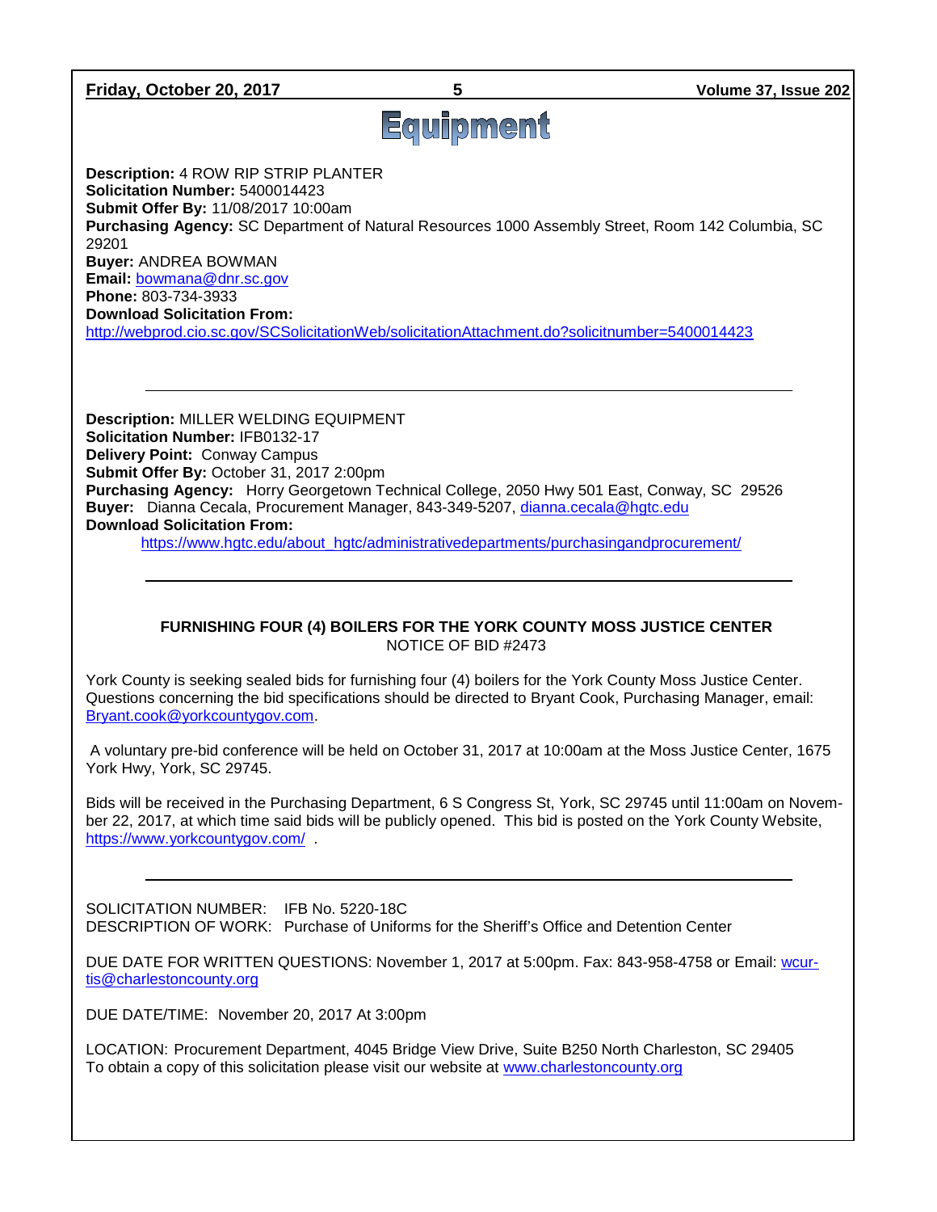# Equipment

**Description:** 4 ROW RIP STRIP PLANTER
**Solicitation Number:** 5400014423
**Submit Offer By:** 11/08/2017 10:00am
**Purchasing Agency:** SC Department of Natural Resources 1000 Assembly Street, Room 142 Columbia, SC 29201
**Buyer:** ANDREA BOWMAN
**Email:** bowmana@dnr.sc.gov
**Phone:** 803-734-3933
**Download Solicitation From:**
http://webprod.cio.sc.gov/SCSolicitationWeb/solicitationAttachment.do?solicitnumber=5400014423

---

**Description:** MILLER WELDING EQUIPMENT
**Solicitation Number:** IFB0132-17
**Delivery Point:** Conway Campus
**Submit Offer By:** October 31, 2017 2:00pm
**Purchasing Agency:** Horry Georgetown Technical College, 2050 Hwy 501 East, Conway, SC 29526
**Buyer:** Dianna Cecala, Procurement Manager, 843-349-5207, dianna.cecala@hgtc.edu
**Download Solicitation From:**
https://www.hgtc.edu/about_hgtc/administrativedepartments/purchasingandprocurement/

---

**FURNISHING FOUR (4) BOILERS FOR THE YORK COUNTY MOSS JUSTICE CENTER**
NOTICE OF BID #2473

York County is seeking sealed bids for furnishing four (4) boilers for the York County Moss Justice Center. Questions concerning the bid specifications should be directed to Bryant Cook, Purchasing Manager, email: Bryant.cook@yorkcountygov.com.

A voluntary pre-bid conference will be held on October 31, 2017 at 10:00am at the Moss Justice Center, 1675 York Hwy, York, SC 29745.

Bids will be received in the Purchasing Department, 6 S Congress St, York, SC 29745 until 11:00am on November 22, 2017, at which time said bids will be publicly opened. This bid is posted on the York County Website, https://www.yorkcountygov.com/ .

---

SOLICITATION NUMBER: IFB No. 5220-18C
DESCRIPTION OF WORK: Purchase of Uniforms for the Sheriff's Office and Detention Center

DUE DATE FOR WRITTEN QUESTIONS: November 1, 2017 at 5:00pm. Fax: 843-958-4758 or Email: wcurtis@charlestoncounty.org

DUE DATE/TIME: November 20, 2017 At 3:00pm

LOCATION: Procurement Department, 4045 Bridge View Drive, Suite B250 North Charleston, SC 29405
To obtain a copy of this solicitation please visit our website at www.charlestoncounty.org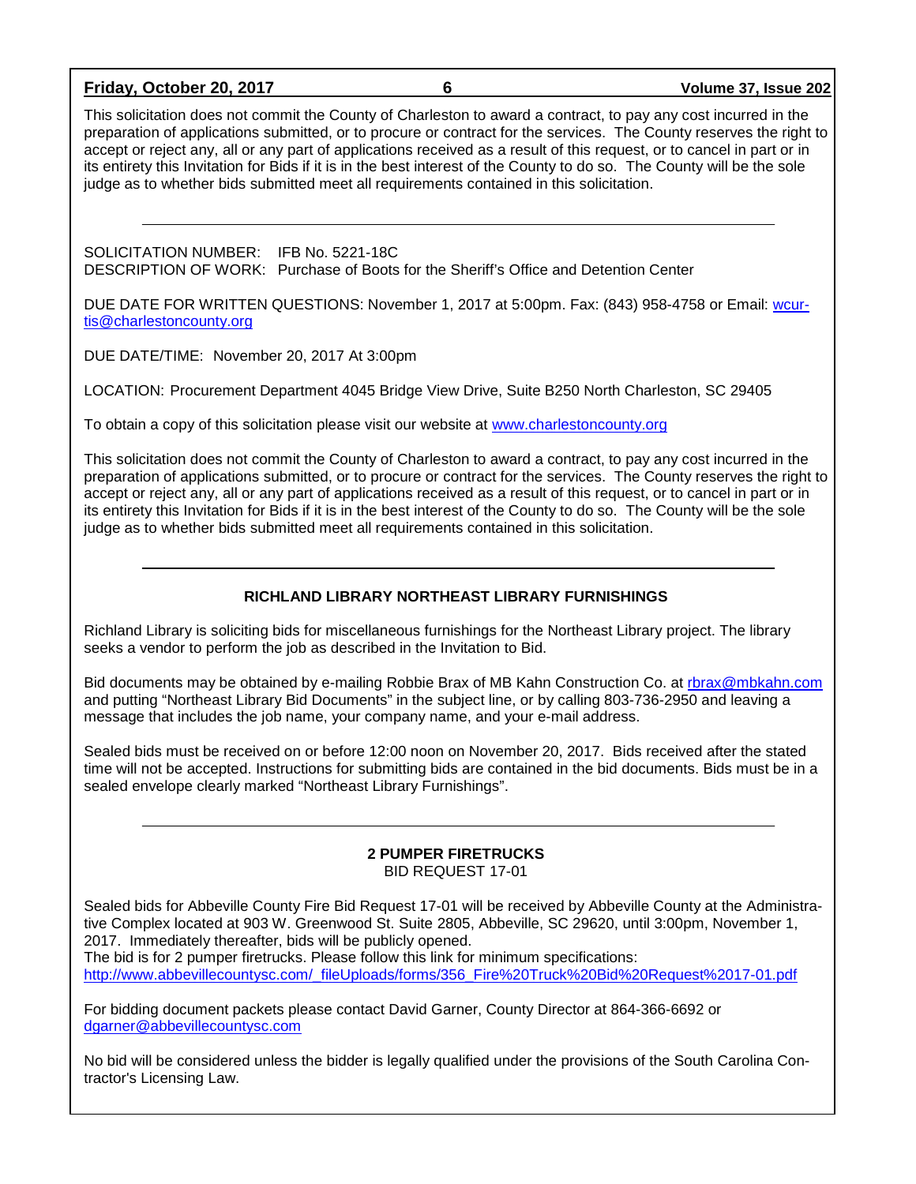This solicitation does not commit the County of Charleston to award a contract, to pay any cost incurred in the preparation of applications submitted, or to procure or contract for the services. The County reserves the right to accept or reject any, all or any part of applications received as a result of this request, or to cancel in part or in its entirety this Invitation for Bids if it is in the best interest of the County to do so. The County will be the sole judge as to whether bids submitted meet all requirements contained in this solicitation.

---

SOLICITATION NUMBER: IFB No. 5221-18C
DESCRIPTION OF WORK: Purchase of Boots for the Sheriff's Office and Detention Center

DUE DATE FOR WRITTEN QUESTIONS: November 1, 2017 at 5:00pm. Fax: (843) 958-4758 or Email: wcurtis@charlestoncounty.org

DUE DATE/TIME: November 20, 2017 At 3:00pm

LOCATION: Procurement Department 4045 Bridge View Drive, Suite B250 North Charleston, SC 29405

To obtain a copy of this solicitation please visit our website at www.charlestoncounty.org

This solicitation does not commit the County of Charleston to award a contract, to pay any cost incurred in the preparation of applications submitted, or to procure or contract for the services. The County reserves the right to accept or reject any, all or any part of applications received as a result of this request, or to cancel in part or in its entirety this Invitation for Bids if it is in the best interest of the County to do so. The County will be the sole judge as to whether bids submitted meet all requirements contained in this solicitation.

---

**RICHLAND LIBRARY NORTHEAST LIBRARY FURNISHINGS**

Richland Library is soliciting bids for miscellaneous furnishings for the Northeast Library project. The library seeks a vendor to perform the job as described in the Invitation to Bid.

Bid documents may be obtained by e-mailing Robbie Brax of MB Kahn Construction Co. at rbrax@mbkahn.com and putting "Northeast Library Bid Documents" in the subject line, or by calling 803-736-2950 and leaving a message that includes the job name, your company name, and your e-mail address.

Sealed bids must be received on or before 12:00 noon on November 20, 2017. Bids received after the stated time will not be accepted. Instructions for submitting bids are contained in the bid documents. Bids must be in a sealed envelope clearly marked "Northeast Library Furnishings".

---

**2 PUMPER FIRETRUCKS**
BID REQUEST 17-01

Sealed bids for Abbeville County Fire Bid Request 17-01 will be received by Abbeville County at the Administrative Complex located at 903 W. Greenwood St. Suite 2805, Abbeville, SC 29620, until 3:00pm, November 1, 2017. Immediately thereafter, bids will be publicly opened.
The bid is for 2 pumper firetrucks. Please follow this link for minimum specifications:
http://www.abbevillecountysc.com/_fileUploads/forms/356_Fire%20Truck%20Bid%20Request%2017-01.pdf

For bidding document packets please contact David Garner, County Director at 864-366-6692 or dgarner@abbevillecountysc.com

No bid will be considered unless the bidder is legally qualified under the provisions of the South Carolina Contractor's Licensing Law.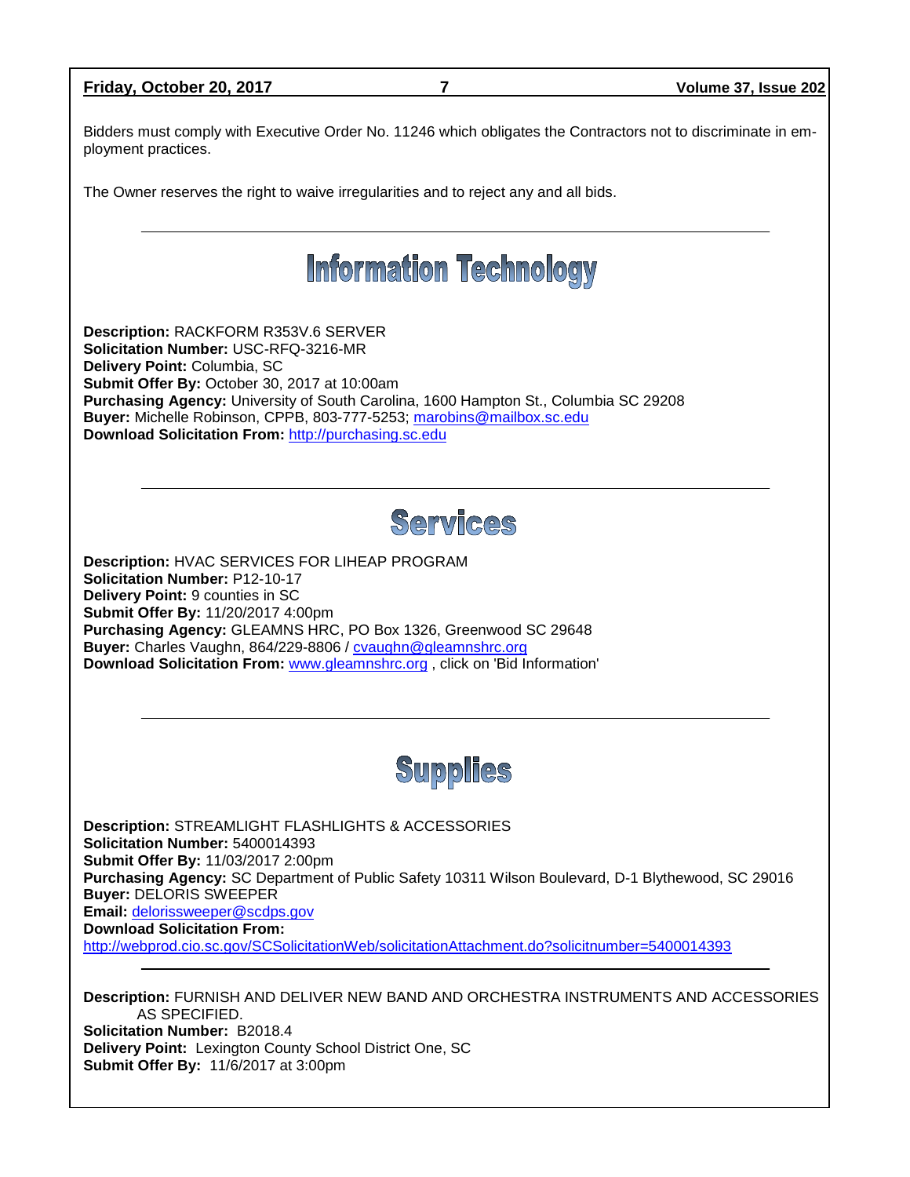Bidders must comply with Executive Order No. 11246 which obligates the Contractors not to discriminate in employment practices.

The Owner reserves the right to waive irregularities and to reject any and all bids.

---

# Information Technology

**Description:** RACKFORM R353V.6 SERVER
**Solicitation Number:** USC-RFQ-3216-MR
**Delivery Point:** Columbia, SC
**Submit Offer By:** October 30, 2017 at 10:00am
**Purchasing Agency:** University of South Carolina, 1600 Hampton St., Columbia SC 29208
**Buyer:** Michelle Robinson, CPPB, 803-777-5253; marobins@mailbox.sc.edu
**Download Solicitation From:** http://purchasing.sc.edu

---

# Services

**Description:** HVAC SERVICES FOR LIHEAP PROGRAM
**Solicitation Number:** P12-10-17
**Delivery Point:** 9 counties in SC
**Submit Offer By:** 11/20/2017 4:00pm
**Purchasing Agency:** GLEAMNS HRC, PO Box 1326, Greenwood SC 29648
**Buyer:** Charles Vaughn, 864/229-8806 / cvaughn@gleamnshrc.org
**Download Solicitation From:** www.gleamnshrc.org , click on 'Bid Information'

---

# Supplies

**Description:** STREAMLIGHT FLASHLIGHTS & ACCESSORIES
**Solicitation Number:** 5400014393
**Submit Offer By:** 11/03/2017 2:00pm
**Purchasing Agency:** SC Department of Public Safety 10311 Wilson Boulevard, D-1 Blythewood, SC 29016
**Buyer:** DELORIS SWEEPER
**Email:** delorissweeper@scdps.gov
**Download Solicitation From:**
http://webprod.cio.sc.gov/SCSolicitationWeb/solicitationAttachment.do?solicitnumber=5400014393

---

**Description:** FURNISH AND DELIVER NEW BAND AND ORCHESTRA INSTRUMENTS AND ACCESSORIES AS SPECIFIED.
**Solicitation Number:** B2018.4
**Delivery Point:** Lexington County School District One, SC
**Submit Offer By:** 11/6/2017 at 3:00pm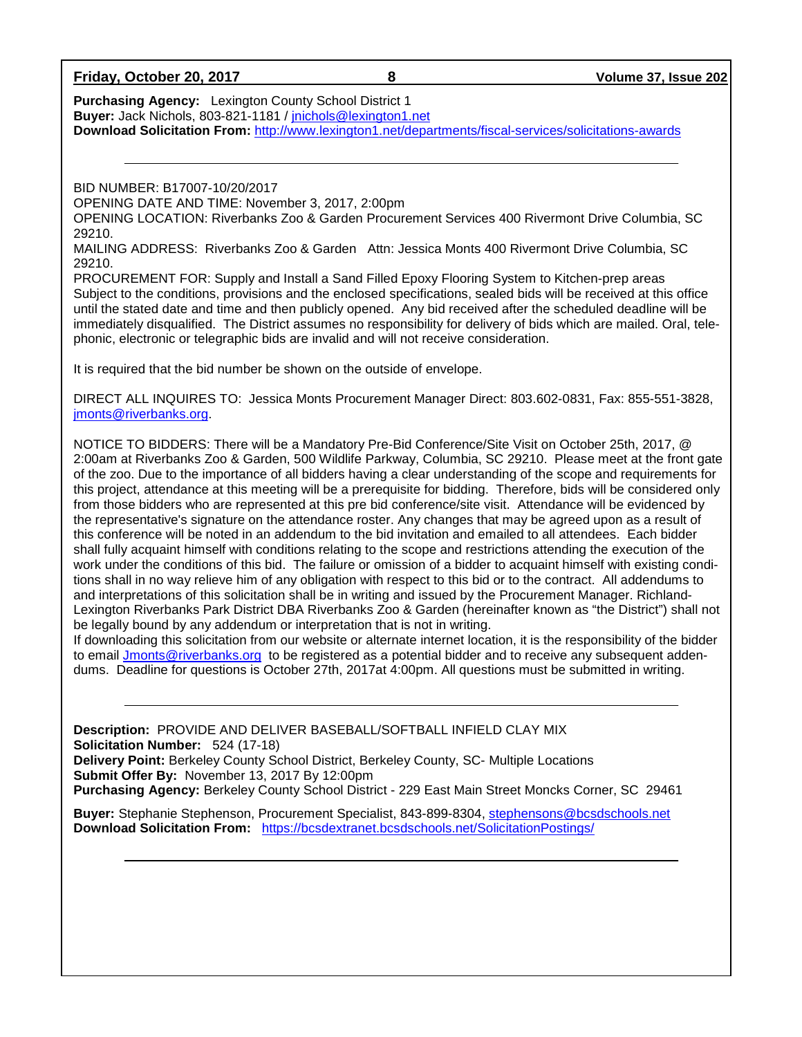**Purchasing Agency:** Lexington County School District 1
**Buyer:** Jack Nichols, 803-821-1181 / jnichols@lexington1.net
**Download Solicitation From:** http://www.lexington1.net/departments/fiscal-services/solicitations-awards

---

BID NUMBER: B17007-10/20/2017
OPENING DATE AND TIME: November 3, 2017, 2:00pm
OPENING LOCATION: Riverbanks Zoo & Garden Procurement Services 400 Rivermont Drive Columbia, SC 29210.
MAILING ADDRESS: Riverbanks Zoo & Garden Attn: Jessica Monts 400 Rivermont Drive Columbia, SC 29210.
PROCUREMENT FOR: Supply and Install a Sand Filled Epoxy Flooring System to Kitchen-prep areas
Subject to the conditions, provisions and the enclosed specifications, sealed bids will be received at this office until the stated date and time and then publicly opened. Any bid received after the scheduled deadline will be immediately disqualified. The District assumes no responsibility for delivery of bids which are mailed. Oral, telephonic, electronic or telegraphic bids are invalid and will not receive consideration.

It is required that the bid number be shown on the outside of envelope.

DIRECT ALL INQUIRES TO: Jessica Monts Procurement Manager Direct: 803.602-0831, Fax: 855-551-3828, jmonts@riverbanks.org.

NOTICE TO BIDDERS: There will be a Mandatory Pre-Bid Conference/Site Visit on October 25th, 2017, @ 2:00am at Riverbanks Zoo & Garden, 500 Wildlife Parkway, Columbia, SC 29210. Please meet at the front gate of the zoo. Due to the importance of all bidders having a clear understanding of the scope and requirements for this project, attendance at this meeting will be a prerequisite for bidding. Therefore, bids will be considered only from those bidders who are represented at this pre bid conference/site visit. Attendance will be evidenced by the representative's signature on the attendance roster. Any changes that may be agreed upon as a result of this conference will be noted in an addendum to the bid invitation and emailed to all attendees. Each bidder shall fully acquaint himself with conditions relating to the scope and restrictions attending the execution of the work under the conditions of this bid. The failure or omission of a bidder to acquaint himself with existing conditions shall in no way relieve him of any obligation with respect to this bid or to the contract. All addendums to and interpretations of this solicitation shall be in writing and issued by the Procurement Manager. Richland-Lexington Riverbanks Park District DBA Riverbanks Zoo & Garden (hereinafter known as "the District") shall not be legally bound by any addendum or interpretation that is not in writing.
If downloading this solicitation from our website or alternate internet location, it is the responsibility of the bidder to email Jmonts@riverbanks.org to be registered as a potential bidder and to receive any subsequent addendums. Deadline for questions is October 27th, 2017at 4:00pm. All questions must be submitted in writing.

---

**Description:** PROVIDE AND DELIVER BASEBALL/SOFTBALL INFIELD CLAY MIX
**Solicitation Number:** 524 (17-18)
**Delivery Point:** Berkeley County School District, Berkeley County, SC- Multiple Locations
**Submit Offer By:** November 13, 2017 By 12:00pm
**Purchasing Agency:** Berkeley County School District - 229 East Main Street Moncks Corner, SC 29461

**Buyer:** Stephanie Stephenson, Procurement Specialist, 843-899-8304, stephensons@bcsdschools.net
**Download Solicitation From:** https://bcsdextranet.bcsdschools.net/SolicitationPostings/

---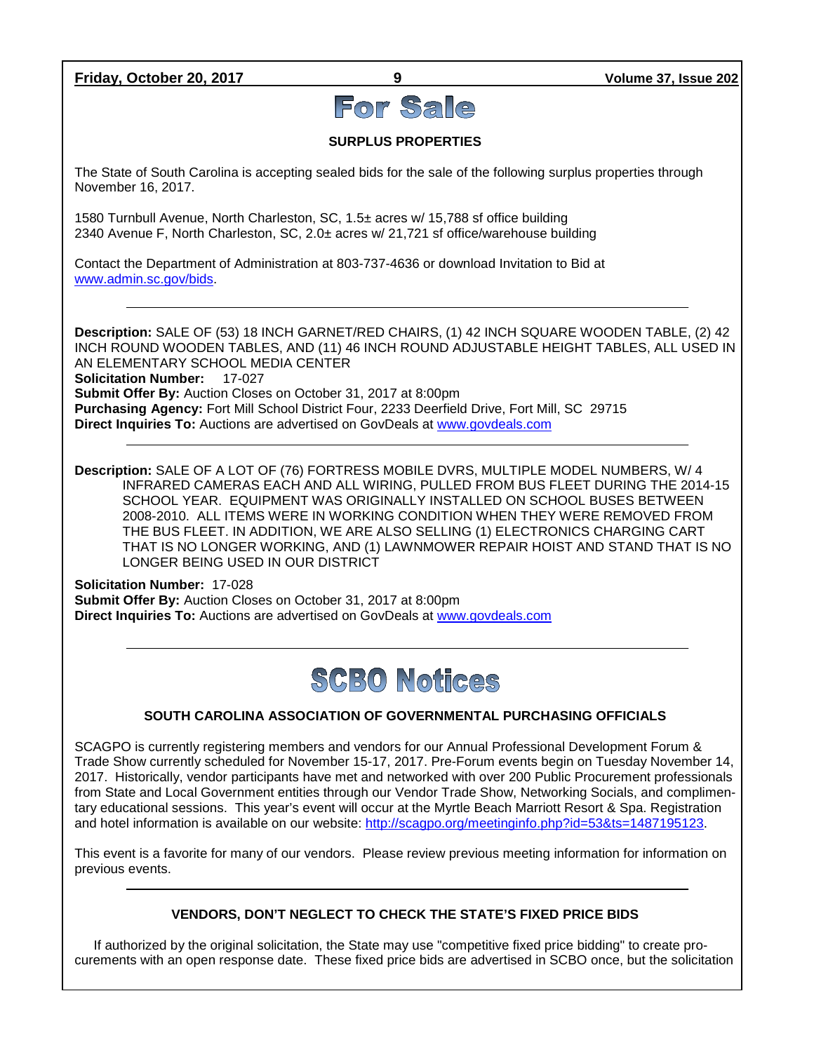# For Sale

## SURPLUS PROPERTIES

The State of South Carolina is accepting sealed bids for the sale of the following surplus properties through November 16, 2017.

1580 Turnbull Avenue, North Charleston, SC, 1.5± acres w/ 15,788 sf office building
2340 Avenue F, North Charleston, SC, 2.0± acres w/ 21,721 sf office/warehouse building

Contact the Department of Administration at 803-737-4636 or download Invitation to Bid at www.admin.sc.gov/bids.

---

**Description:** SALE OF (53) 18 INCH GARNET/RED CHAIRS, (1) 42 INCH SQUARE WOODEN TABLE, (2) 42 INCH ROUND WOODEN TABLES, AND (11) 46 INCH ROUND ADJUSTABLE HEIGHT TABLES, ALL USED IN AN ELEMENTARY SCHOOL MEDIA CENTER
**Solicitation Number:** 17-027
**Submit Offer By:** Auction Closes on October 31, 2017 at 8:00pm
**Purchasing Agency:** Fort Mill School District Four, 2233 Deerfield Drive, Fort Mill, SC 29715
**Direct Inquiries To:** Auctions are advertised on GovDeals at www.govdeals.com

---

**Description:** SALE OF A LOT OF (76) FORTRESS MOBILE DVRS, MULTIPLE MODEL NUMBERS, W/ 4 INFRARED CAMERAS EACH AND ALL WIRING, PULLED FROM BUS FLEET DURING THE 2014-15 SCHOOL YEAR. EQUIPMENT WAS ORIGINALLY INSTALLED ON SCHOOL BUSES BETWEEN 2008-2010. ALL ITEMS WERE IN WORKING CONDITION WHEN THEY WERE REMOVED FROM THE BUS FLEET. IN ADDITION, WE ARE ALSO SELLING (1) ELECTRONICS CHARGING CART THAT IS NO LONGER WORKING, AND (1) LAWNMOWER REPAIR HOIST AND STAND THAT IS NO LONGER BEING USED IN OUR DISTRICT

**Solicitation Number:** 17-028
**Submit Offer By:** Auction Closes on October 31, 2017 at 8:00pm
**Direct Inquiries To:** Auctions are advertised on GovDeals at www.govdeals.com

---

# SCBO Notices

## SOUTH CAROLINA ASSOCIATION OF GOVERNMENTAL PURCHASING OFFICIALS

SCAGPO is currently registering members and vendors for our Annual Professional Development Forum & Trade Show currently scheduled for November 15-17, 2017. Pre-Forum events begin on Tuesday November 14, 2017. Historically, vendor participants have met and networked with over 200 Public Procurement professionals from State and Local Government entities through our Vendor Trade Show, Networking Socials, and complimentary educational sessions. This year's event will occur at the Myrtle Beach Marriott Resort & Spa. Registration and hotel information is available on our website: http://scagpo.org/meetinginfo.php?id=53&ts=1487195123.

This event is a favorite for many of our vendors. Please review previous meeting information for information on previous events.

---

## VENDORS, DON'T NEGLECT TO CHECK THE STATE'S FIXED PRICE BIDS

If authorized by the original solicitation, the State may use "competitive fixed price bidding" to create procurements with an open response date. These fixed price bids are advertised in SCBO once, but the solicitation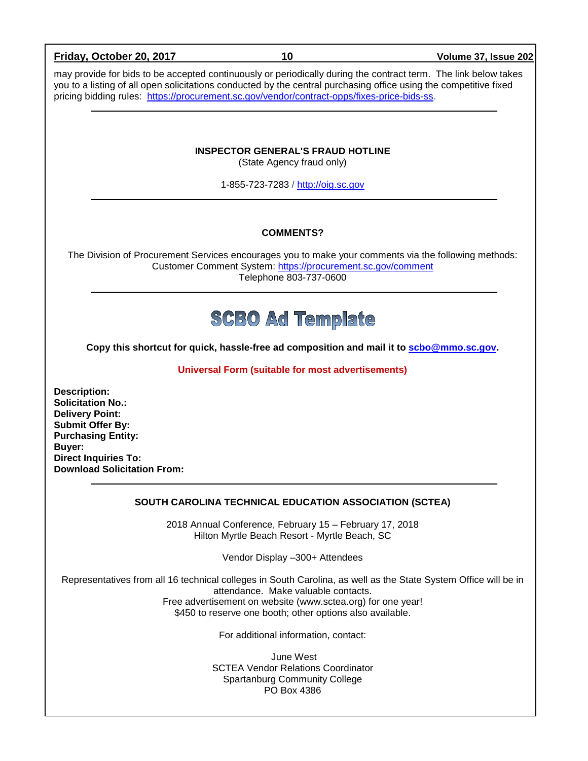may provide for bids to be accepted continuously or periodically during the contract term. The link below takes you to a listing of all open solicitations conducted by the central purchasing office using the competitive fixed pricing bidding rules: [https://procurement.sc.gov/vendor/contract-opps/fixes-price-bids-ss](https://procurement.sc.gov/vendor/contract-opps/fixes-price-bids-ss).

---

**INSPECTOR GENERAL'S FRAUD HOTLINE**
(State Agency fraud only)

1-855-723-7283 / [http://oig.sc.gov](http://oig.sc.gov)

---

**COMMENTS?**

The Division of Procurement Services encourages you to make your comments via the following methods:
Customer Comment System: [https://procurement.sc.gov/comment](https://procurement.sc.gov/comment)
Telephone 803-737-0600

---

## SCBO Ad Template

**Copy this shortcut for quick, hassle-free ad composition and mail it to [scbo@mmo.sc.gov](mailto:scbo@mmo.sc.gov).**

**Universal Form (suitable for most advertisements)**

**Description:**
**Solicitation No.:**
**Delivery Point:**
**Submit Offer By:**
**Purchasing Entity:**
**Buyer:**
**Direct Inquiries To:**
**Download Solicitation From:**

---

**SOUTH CAROLINA TECHNICAL EDUCATION ASSOCIATION (SCTEA)**

2018 Annual Conference, February 15 – February 17, 2018
Hilton Myrtle Beach Resort - Myrtle Beach, SC

Vendor Display –300+ Attendees

Representatives from all 16 technical colleges in South Carolina, as well as the State System Office will be in attendance. Make valuable contacts.
Free advertisement on website (www.sctea.org) for one year!
$450 to reserve one booth; other options also available.

For additional information, contact:

June West
SCTEA Vendor Relations Coordinator
Spartanburg Community College
PO Box 4386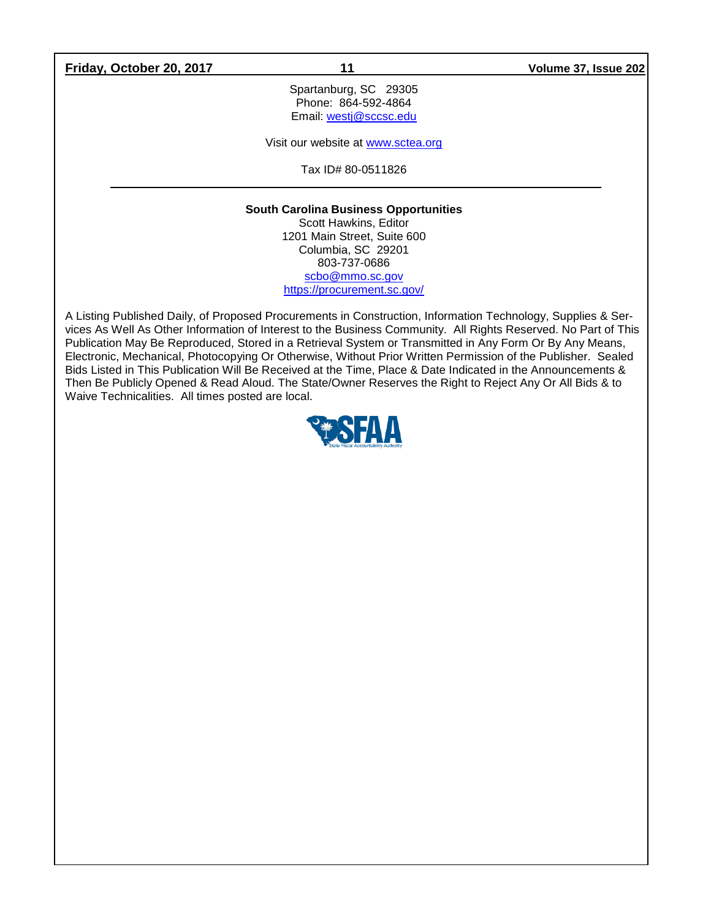Spartanburg, SC 29305
Phone: 864-592-4864
Email: westj@sccsc.edu

Visit our website at www.sctea.org

Tax ID# 80-0511826

---

**South Carolina Business Opportunities**
Scott Hawkins, Editor
1201 Main Street, Suite 600
Columbia, SC 29201
803-737-0686
scbo@mmo.sc.gov
https://procurement.sc.gov/

A Listing Published Daily, of Proposed Procurements in Construction, Information Technology, Supplies & Services As Well As Other Information of Interest to the Business Community. All Rights Reserved. No Part of This Publication May Be Reproduced, Stored in a Retrieval System or Transmitted in Any Form Or By Any Means, Electronic, Mechanical, Photocopying Or Otherwise, Without Prior Written Permission of the Publisher. Sealed Bids Listed in This Publication Will Be Received at the Time, Place & Date Indicated in the Announcements & Then Be Publicly Opened & Read Aloud. The State/Owner Reserves the Right to Reject Any Or All Bids & to Waive Technicalities. All times posted are local.

SFAA
State Fiscal Accountability Authority